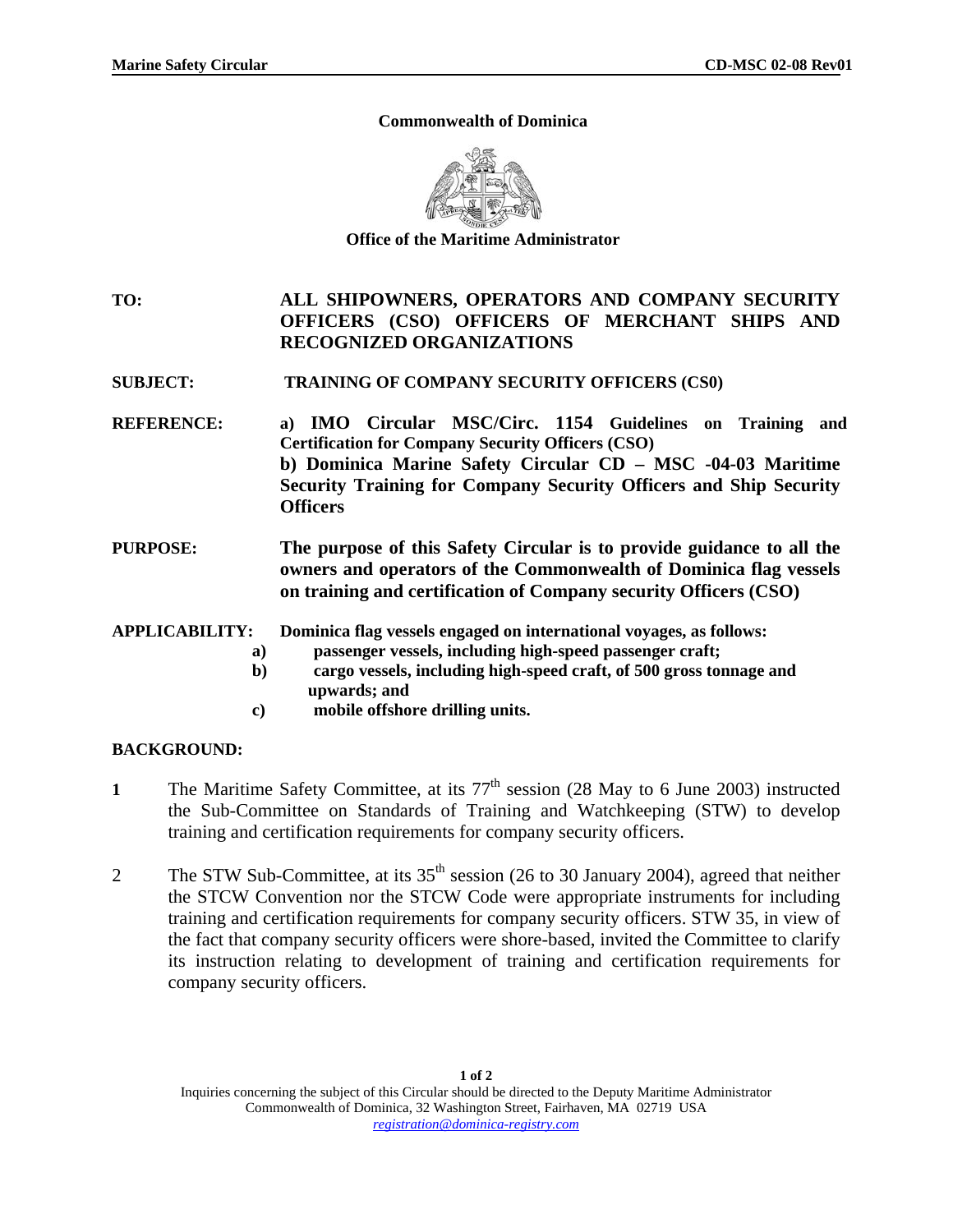**Commonwealth of Dominica**

**Office of the Maritime Administrator**

**TO:** **ALL SHIPOWNERS, OPERATORS AND COMPANY SECURITY OFFICERS (CSO) OFFICERS OF MERCHANT SHIPS AND RECOGNIZED ORGANIZATIONS**

**SUBJECT:** **TRAINING OF COMPANY SECURITY OFFICERS (CS0)**

**REFERENCE:** **a) IMO Circular MSC/Circ. 1154 Guidelines on Training and Certification for Company Security Officers (CSO)**
**b) Dominica Marine Safety Circular CD – MSC -04-03 Maritime Security Training for Company Security Officers and Ship Security Officers**

**PURPOSE:** **The purpose of this Safety Circular is to provide guidance to all the owners and operators of the Commonwealth of Dominica flag vessels on training and certification of Company security Officers (CSO)**

**APPLICABILITY:** **Dominica flag vessels engaged on international voyages, as follows:**

- **a)** **passenger vessels, including high-speed passenger craft;**
- **b)** **cargo vessels, including high-speed craft, of 500 gross tonnage and upwards; and**
- **c)** **mobile offshore drilling units.**

**BACKGROUND:**

**1** The Maritime Safety Committee, at its 77th session (28 May to 6 June 2003) instructed the Sub-Committee on Standards of Training and Watchkeeping (STW) to develop training and certification requirements for company security officers.

2 The STW Sub-Committee, at its 35th session (26 to 30 January 2004), agreed that neither the STCW Convention nor the STCW Code were appropriate instruments for including training and certification requirements for company security officers. STW 35, in view of the fact that company security officers were shore-based, invited the Committee to clarify its instruction relating to development of training and certification requirements for company security officers.

Inquiries concerning the subject of this Circular should be directed to the Deputy Maritime Administrator
Commonwealth of Dominica, 32 Washington Street, Fairhaven, MA 02719 USA
registration@dominica-registry.com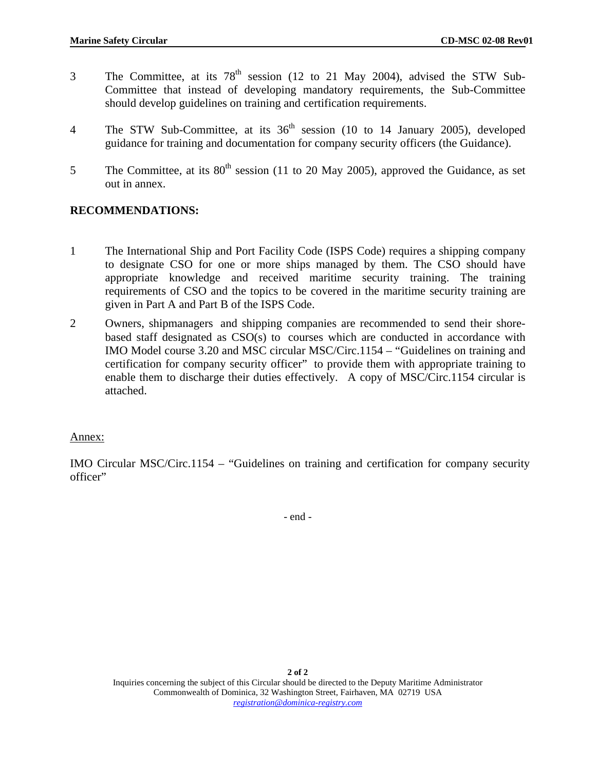3 The Committee, at its 78th session (12 to 21 May 2004), advised the STW Sub-Committee that instead of developing mandatory requirements, the Sub-Committee should develop guidelines on training and certification requirements.

4 The STW Sub-Committee, at its 36th session (10 to 14 January 2005), developed guidance for training and documentation for company security officers (the Guidance).

5 The Committee, at its 80th session (11 to 20 May 2005), approved the Guidance, as set out in annex.

**RECOMMENDATIONS:**

1 The International Ship and Port Facility Code (ISPS Code) requires a shipping company to designate CSO for one or more ships managed by them. The CSO should have appropriate knowledge and received maritime security training. The training requirements of CSO and the topics to be covered in the maritime security training are given in Part A and Part B of the ISPS Code.

2 Owners, shipmanagers and shipping companies are recommended to send their shore-based staff designated as CSO(s) to courses which are conducted in accordance with IMO Model course 3.20 and MSC circular MSC/Circ.1154 – "Guidelines on training and certification for company security officer" to provide them with appropriate training to enable them to discharge their duties effectively. A copy of MSC/Circ.1154 circular is attached.

Annex:

IMO Circular MSC/Circ.1154 – "Guidelines on training and certification for company security officer"

- end -

Inquiries concerning the subject of this Circular should be directed to the Deputy Maritime Administrator
Commonwealth of Dominica, 32 Washington Street, Fairhaven, MA 02719 USA
*registration@dominica-registry.com*